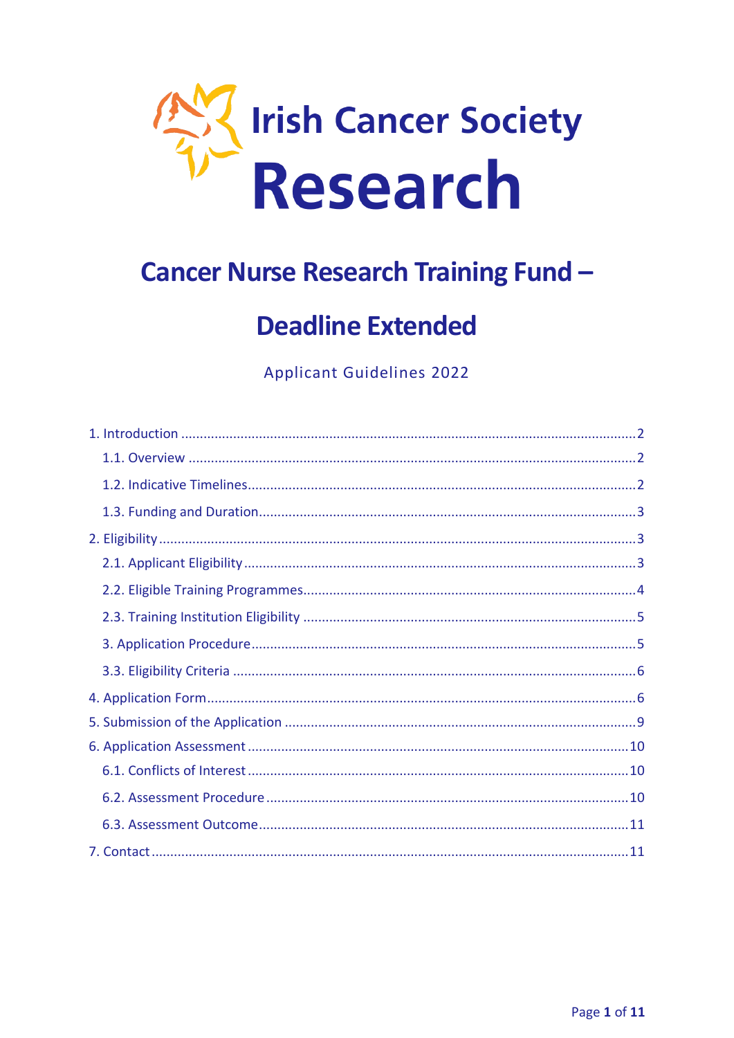Irish Cancer Society

Research

# Cancer Nurse Research Training Fund – Deadline Extended

Applicant Guidelines 2022

1. Introduction .......... 2
   - 1.1. Overview .......... 2
   - 1.2. Indicative Timelines .......... 2
   - 1.3. Funding and Duration .......... 3
2. Eligibility .......... 3
   - 2.1. Applicant Eligibility .......... 3
   - 2.2. Eligible Training Programmes .......... 4
   - 2.3. Training Institution Eligibility .......... 5
   - 3. Application Procedure .......... 5
   - 3.3. Eligibility Criteria .......... 6
4. Application Form .......... 6
5. Submission of the Application .......... 9
6. Application Assessment .......... 10
   - 6.1. Conflicts of Interest .......... 10
   - 6.2. Assessment Procedure .......... 10
   - 6.3. Assessment Outcome .......... 11
7. Contact .......... 11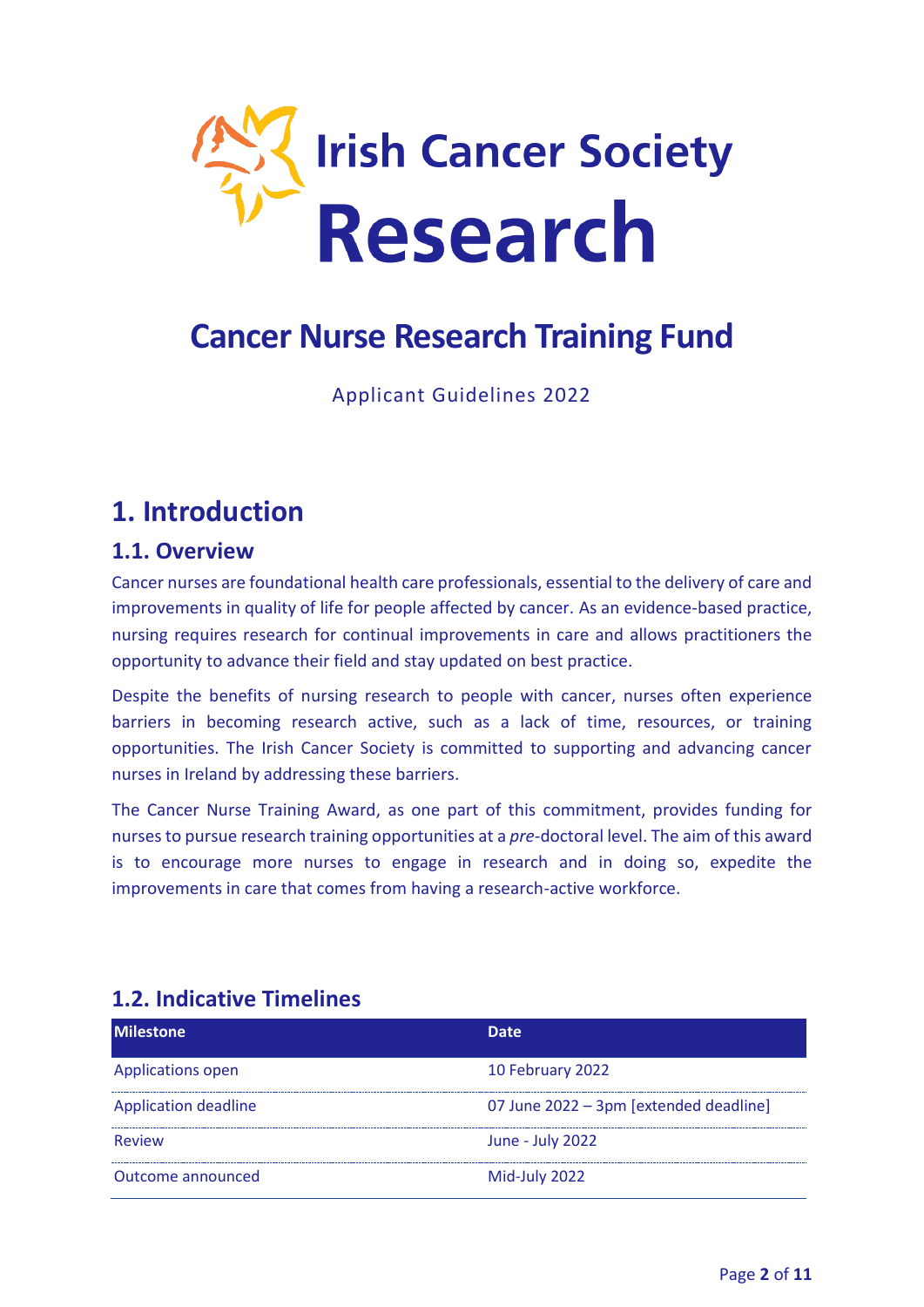Irish Cancer Society
# Research

# Cancer Nurse Research Training Fund

Applicant Guidelines 2022

## 1. Introduction

### 1.1. Overview

Cancer nurses are foundational health care professionals, essential to the delivery of care and improvements in quality of life for people affected by cancer. As an evidence-based practice, nursing requires research for continual improvements in care and allows practitioners the opportunity to advance their field and stay updated on best practice.

Despite the benefits of nursing research to people with cancer, nurses often experience barriers in becoming research active, such as a lack of time, resources, or training opportunities. The Irish Cancer Society is committed to supporting and advancing cancer nurses in Ireland by addressing these barriers.

The Cancer Nurse Training Award, as one part of this commitment, provides funding for nurses to pursue research training opportunities at a *pre*-doctoral level. The aim of this award is to encourage more nurses to engage in research and in doing so, expedite the improvements in care that comes from having a research-active workforce.

### 1.2. Indicative Timelines

| Milestone | Date |
|---|---|
| Applications open | 10 February 2022 |
| Application deadline | 07 June 2022 – 3pm [extended deadline] |
| Review | June - July 2022 |
| Outcome announced | Mid-July 2022 |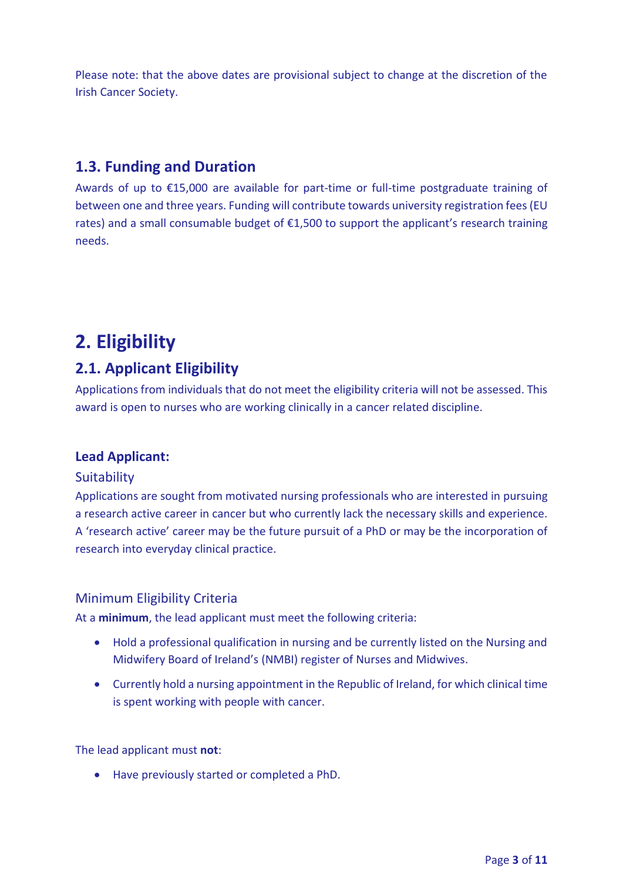Please note: that the above dates are provisional subject to change at the discretion of the Irish Cancer Society.

## 1.3. Funding and Duration

Awards of up to €15,000 are available for part-time or full-time postgraduate training of between one and three years. Funding will contribute towards university registration fees (EU rates) and a small consumable budget of €1,500 to support the applicant's research training needs.

# 2. Eligibility

## 2.1. Applicant Eligibility

Applications from individuals that do not meet the eligibility criteria will not be assessed. This award is open to nurses who are working clinically in a cancer related discipline.

### Lead Applicant:

#### Suitability

Applications are sought from motivated nursing professionals who are interested in pursuing a research active career in cancer but who currently lack the necessary skills and experience. A 'research active' career may be the future pursuit of a PhD or may be the incorporation of research into everyday clinical practice.

#### Minimum Eligibility Criteria

At a **minimum**, the lead applicant must meet the following criteria:

- Hold a professional qualification in nursing and be currently listed on the Nursing and Midwifery Board of Ireland's (NMBI) register of Nurses and Midwives.
- Currently hold a nursing appointment in the Republic of Ireland, for which clinical time is spent working with people with cancer.

The lead applicant must **not**:

- Have previously started or completed a PhD.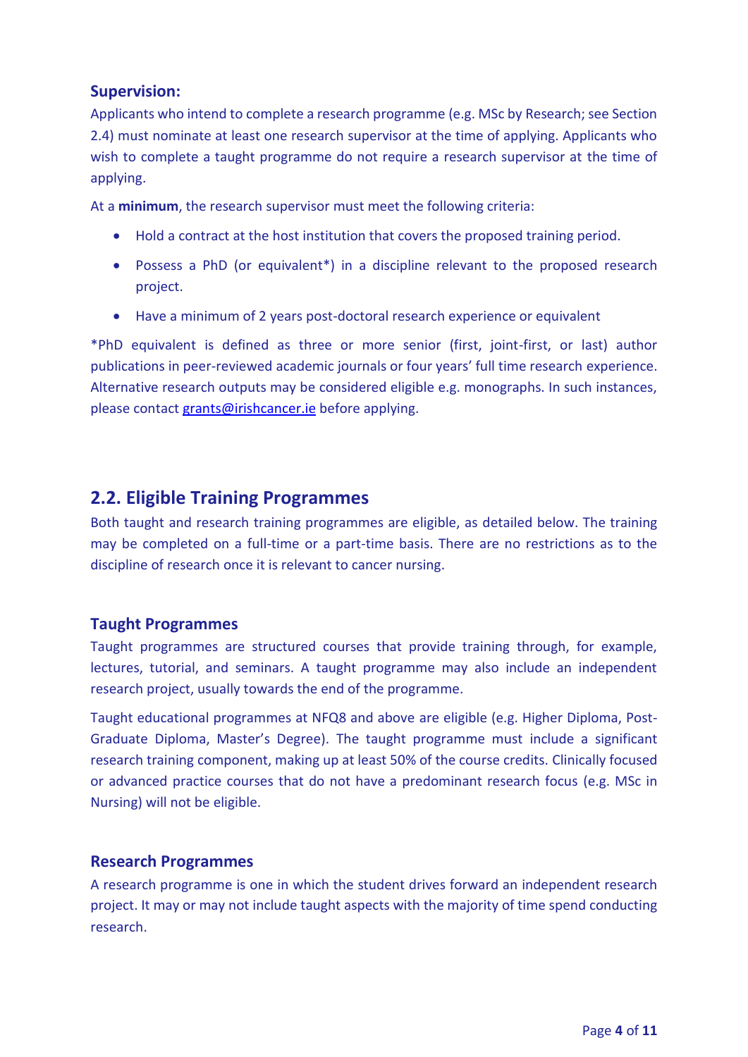### Supervision:

Applicants who intend to complete a research programme (e.g. MSc by Research; see Section 2.4) must nominate at least one research supervisor at the time of applying. Applicants who wish to complete a taught programme do not require a research supervisor at the time of applying.

At a **minimum**, the research supervisor must meet the following criteria:

- Hold a contract at the host institution that covers the proposed training period.
- Possess a PhD (or equivalent*) in a discipline relevant to the proposed research project.
- Have a minimum of 2 years post-doctoral research experience or equivalent

*PhD equivalent is defined as three or more senior (first, joint-first, or last) author publications in peer-reviewed academic journals or four years' full time research experience. Alternative research outputs may be considered eligible e.g. monographs. In such instances, please contact grants@irishcancer.ie before applying.

## 2.2. Eligible Training Programmes

Both taught and research training programmes are eligible, as detailed below. The training may be completed on a full-time or a part-time basis. There are no restrictions as to the discipline of research once it is relevant to cancer nursing.

### Taught Programmes

Taught programmes are structured courses that provide training through, for example, lectures, tutorial, and seminars. A taught programme may also include an independent research project, usually towards the end of the programme.

Taught educational programmes at NFQ8 and above are eligible (e.g. Higher Diploma, Post-Graduate Diploma, Master's Degree). The taught programme must include a significant research training component, making up at least 50% of the course credits. Clinically focused or advanced practice courses that do not have a predominant research focus (e.g. MSc in Nursing) will not be eligible.

### Research Programmes

A research programme is one in which the student drives forward an independent research project. It may or may not include taught aspects with the majority of time spend conducting research.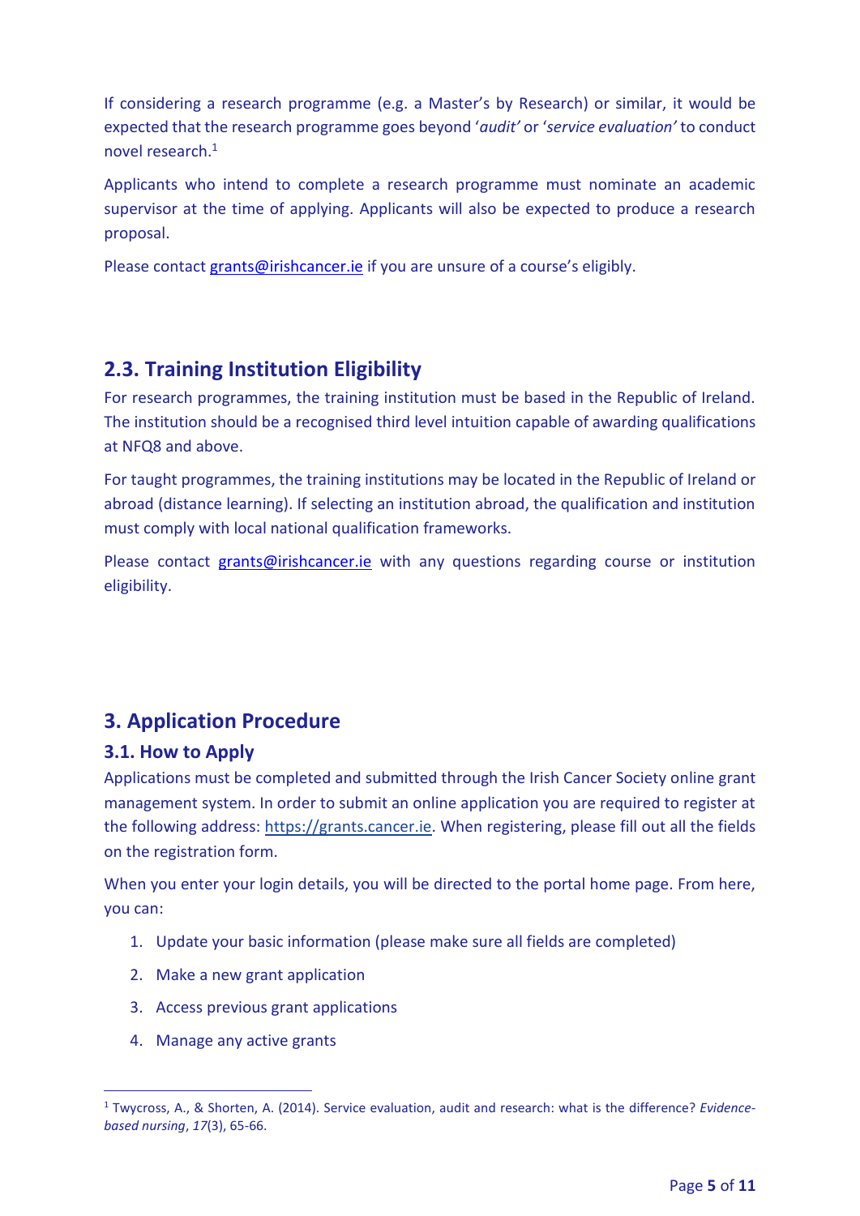If considering a research programme (e.g. a Master's by Research) or similar, it would be expected that the research programme goes beyond '*audit'* or '*service evaluation'* to conduct novel research.[1]

Applicants who intend to complete a research programme must nominate an academic supervisor at the time of applying. Applicants will also be expected to produce a research proposal.

Please contact grants@irishcancer.ie if you are unsure of a course's eligibly.

## 2.3. Training Institution Eligibility

For research programmes, the training institution must be based in the Republic of Ireland. The institution should be a recognised third level intuition capable of awarding qualifications at NFQ8 and above.

For taught programmes, the training institutions may be located in the Republic of Ireland or abroad (distance learning). If selecting an institution abroad, the qualification and institution must comply with local national qualification frameworks.

Please contact grants@irishcancer.ie with any questions regarding course or institution eligibility.

# 3. Application Procedure

## 3.1. How to Apply

Applications must be completed and submitted through the Irish Cancer Society online grant management system. In order to submit an online application you are required to register at the following address: https://grants.cancer.ie. When registering, please fill out all the fields on the registration form.

When you enter your login details, you will be directed to the portal home page. From here, you can:

1. Update your basic information (please make sure all fields are completed)
2. Make a new grant application
3. Access previous grant applications
4. Manage any active grants

---

[1] Twycross, A., & Shorten, A. (2014). Service evaluation, audit and research: what is the difference? *Evidence-based nursing*, *17*(3), 65-66.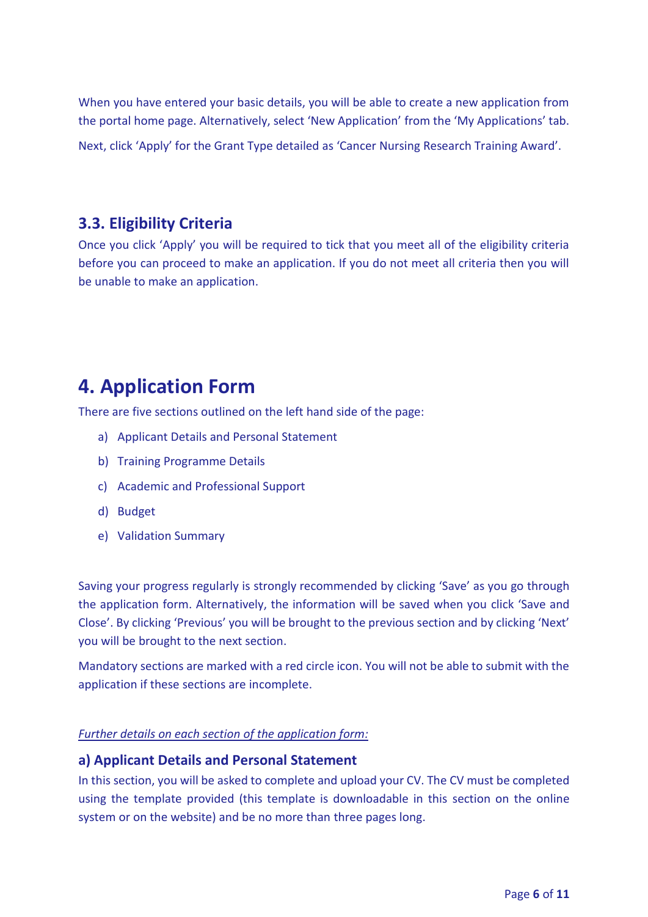When you have entered your basic details, you will be able to create a new application from the portal home page. Alternatively, select 'New Application' from the 'My Applications' tab.

Next, click 'Apply' for the Grant Type detailed as 'Cancer Nursing Research Training Award'.

### 3.3. Eligibility Criteria

Once you click 'Apply' you will be required to tick that you meet all of the eligibility criteria before you can proceed to make an application. If you do not meet all criteria then you will be unable to make an application.

## 4. Application Form

There are five sections outlined on the left hand side of the page:

a) Applicant Details and Personal Statement
b) Training Programme Details
c) Academic and Professional Support
d) Budget
e) Validation Summary

Saving your progress regularly is strongly recommended by clicking 'Save' as you go through the application form. Alternatively, the information will be saved when you click 'Save and Close'. By clicking 'Previous' you will be brought to the previous section and by clicking 'Next' you will be brought to the next section.

Mandatory sections are marked with a red circle icon. You will not be able to submit with the application if these sections are incomplete.

*Further details on each section of the application form:*

### a) Applicant Details and Personal Statement

In this section, you will be asked to complete and upload your CV. The CV must be completed using the template provided (this template is downloadable in this section on the online system or on the website) and be no more than three pages long.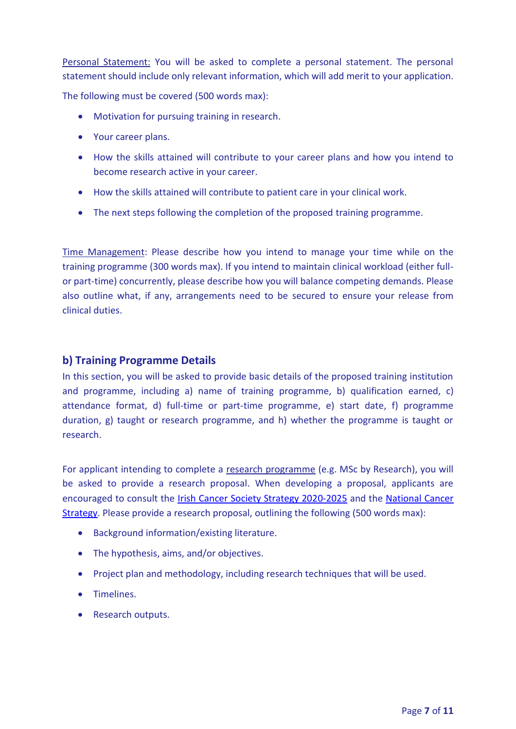Personal Statement: You will be asked to complete a personal statement. The personal statement should include only relevant information, which will add merit to your application.

The following must be covered (500 words max):

- Motivation for pursuing training in research.
- Your career plans.
- How the skills attained will contribute to your career plans and how you intend to become research active in your career.
- How the skills attained will contribute to patient care in your clinical work.
- The next steps following the completion of the proposed training programme.

Time Management: Please describe how you intend to manage your time while on the training programme (300 words max). If you intend to maintain clinical workload (either full- or part-time) concurrently, please describe how you will balance competing demands. Please also outline what, if any, arrangements need to be secured to ensure your release from clinical duties.

## b) Training Programme Details

In this section, you will be asked to provide basic details of the proposed training institution and programme, including a) name of training programme, b) qualification earned, c) attendance format, d) full-time or part-time programme, e) start date, f) programme duration, g) taught or research programme, and h) whether the programme is taught or research.

For applicant intending to complete a research programme (e.g. MSc by Research), you will be asked to provide a research proposal. When developing a proposal, applicants are encouraged to consult the Irish Cancer Society Strategy 2020-2025 and the National Cancer Strategy. Please provide a research proposal, outlining the following (500 words max):

- Background information/existing literature.
- The hypothesis, aims, and/or objectives.
- Project plan and methodology, including research techniques that will be used.
- Timelines.
- Research outputs.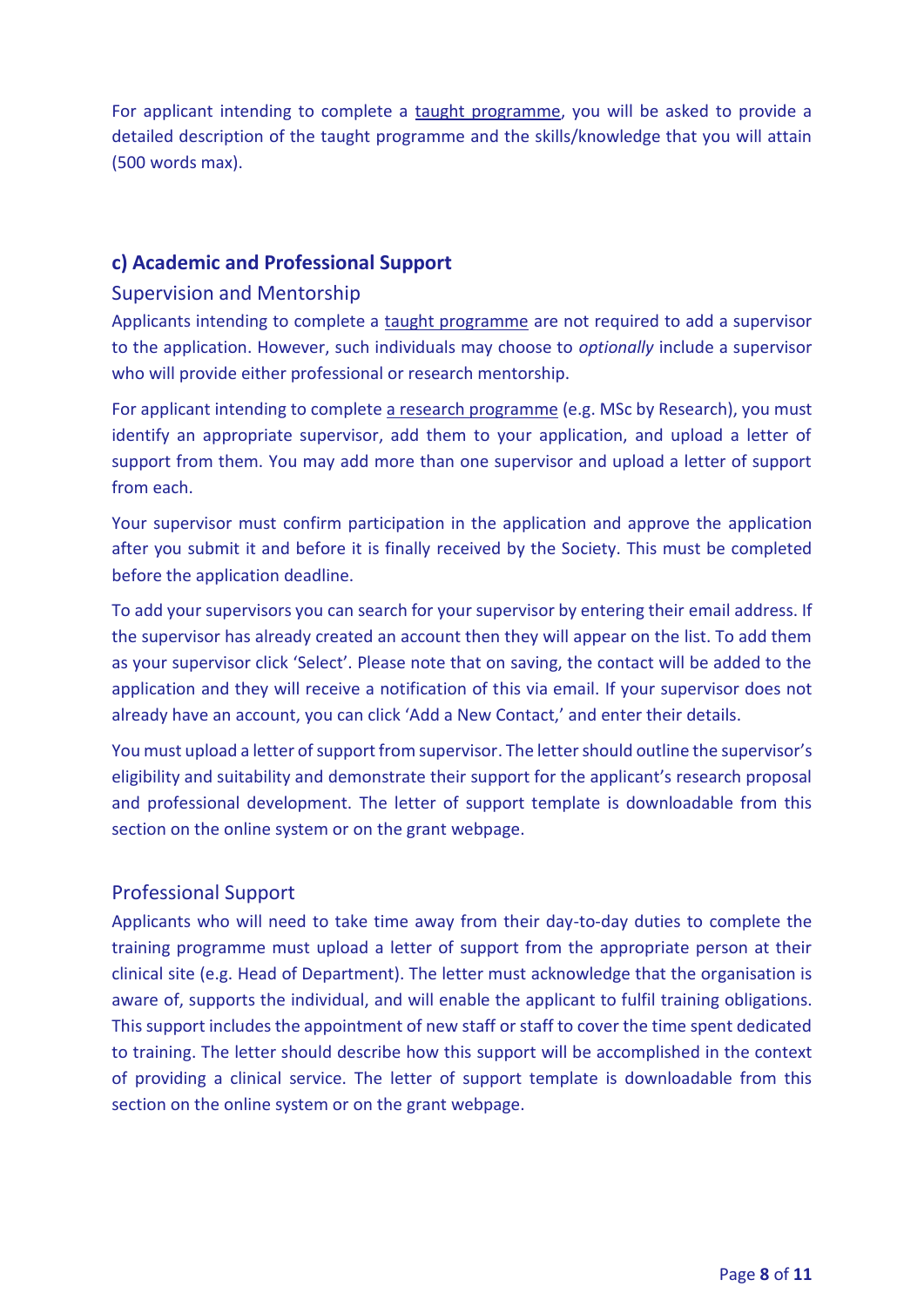For applicant intending to complete a taught programme, you will be asked to provide a detailed description of the taught programme and the skills/knowledge that you will attain (500 words max).

## c) Academic and Professional Support

### Supervision and Mentorship

Applicants intending to complete a taught programme are not required to add a supervisor to the application. However, such individuals may choose to *optionally* include a supervisor who will provide either professional or research mentorship.

For applicant intending to complete a research programme (e.g. MSc by Research), you must identify an appropriate supervisor, add them to your application, and upload a letter of support from them. You may add more than one supervisor and upload a letter of support from each.

Your supervisor must confirm participation in the application and approve the application after you submit it and before it is finally received by the Society. This must be completed before the application deadline.

To add your supervisors you can search for your supervisor by entering their email address. If the supervisor has already created an account then they will appear on the list. To add them as your supervisor click 'Select'. Please note that on saving, the contact will be added to the application and they will receive a notification of this via email. If your supervisor does not already have an account, you can click 'Add a New Contact,' and enter their details.

You must upload a letter of support from supervisor. The letter should outline the supervisor's eligibility and suitability and demonstrate their support for the applicant's research proposal and professional development. The letter of support template is downloadable from this section on the online system or on the grant webpage.

### Professional Support

Applicants who will need to take time away from their day-to-day duties to complete the training programme must upload a letter of support from the appropriate person at their clinical site (e.g. Head of Department). The letter must acknowledge that the organisation is aware of, supports the individual, and will enable the applicant to fulfil training obligations. This support includes the appointment of new staff or staff to cover the time spent dedicated to training. The letter should describe how this support will be accomplished in the context of providing a clinical service. The letter of support template is downloadable from this section on the online system or on the grant webpage.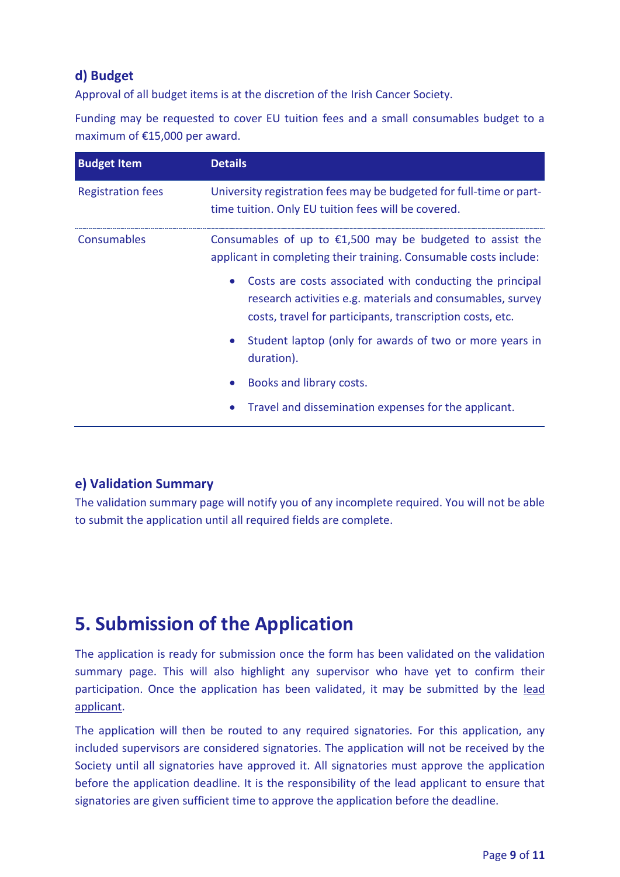### d) Budget

Approval of all budget items is at the discretion of the Irish Cancer Society.

Funding may be requested to cover EU tuition fees and a small consumables budget to a maximum of €15,000 per award.

| Budget Item | Details |
|---|---|
| Registration fees | University registration fees may be budgeted for full-time or part-time tuition. Only EU tuition fees will be covered. |
| Consumables | Consumables of up to €1,500 may be budgeted to assist the applicant in completing their training. Consumable costs include:<br>• Costs are costs associated with conducting the principal research activities e.g. materials and consumables, survey costs, travel for participants, transcription costs, etc.<br>• Student laptop (only for awards of two or more years in duration).<br>• Books and library costs.<br>• Travel and dissemination expenses for the applicant. |

### e) Validation Summary

The validation summary page will notify you of any incomplete required. You will not be able to submit the application until all required fields are complete.

# 5. Submission of the Application

The application is ready for submission once the form has been validated on the validation summary page. This will also highlight any supervisor who have yet to confirm their participation. Once the application has been validated, it may be submitted by the lead applicant.

The application will then be routed to any required signatories. For this application, any included supervisors are considered signatories. The application will not be received by the Society until all signatories have approved it. All signatories must approve the application before the application deadline. It is the responsibility of the lead applicant to ensure that signatories are given sufficient time to approve the application before the deadline.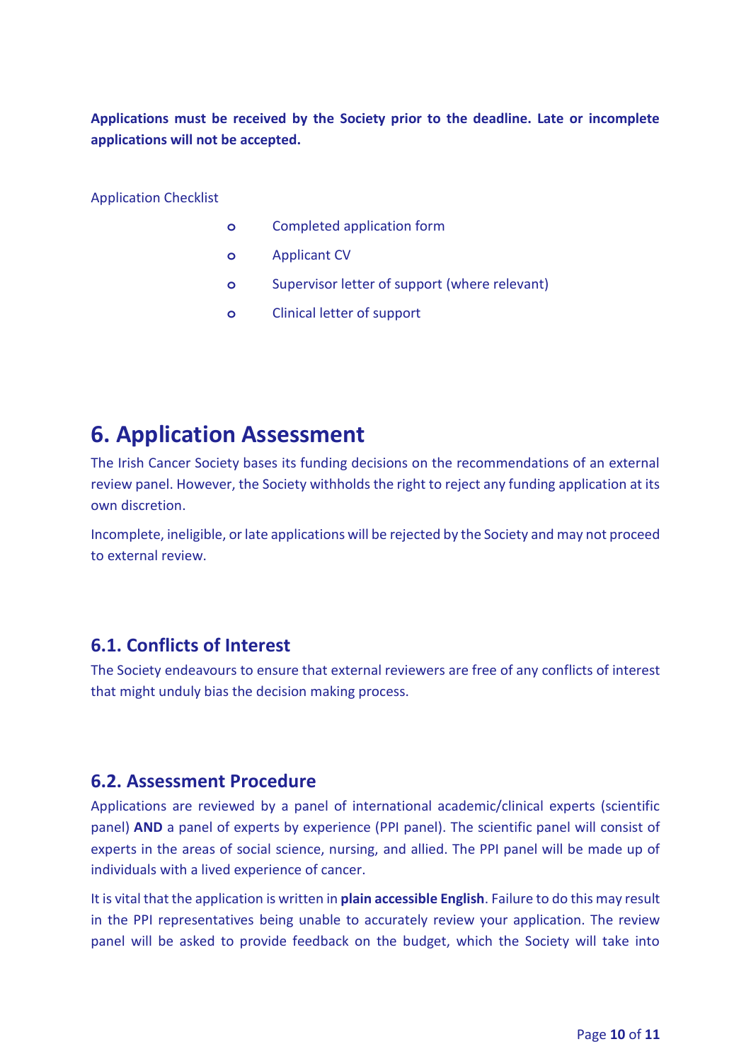**Applications must be received by the Society prior to the deadline. Late or incomplete applications will not be accepted.**

Application Checklist

- Completed application form
- Applicant CV
- Supervisor letter of support (where relevant)
- Clinical letter of support

# 6. Application Assessment

The Irish Cancer Society bases its funding decisions on the recommendations of an external review panel. However, the Society withholds the right to reject any funding application at its own discretion.

Incomplete, ineligible, or late applications will be rejected by the Society and may not proceed to external review.

## 6.1. Conflicts of Interest

The Society endeavours to ensure that external reviewers are free of any conflicts of interest that might unduly bias the decision making process.

## 6.2. Assessment Procedure

Applications are reviewed by a panel of international academic/clinical experts (scientific panel) **AND** a panel of experts by experience (PPI panel). The scientific panel will consist of experts in the areas of social science, nursing, and allied. The PPI panel will be made up of individuals with a lived experience of cancer.

It is vital that the application is written in **plain accessible English**. Failure to do this may result in the PPI representatives being unable to accurately review your application. The review panel will be asked to provide feedback on the budget, which the Society will take into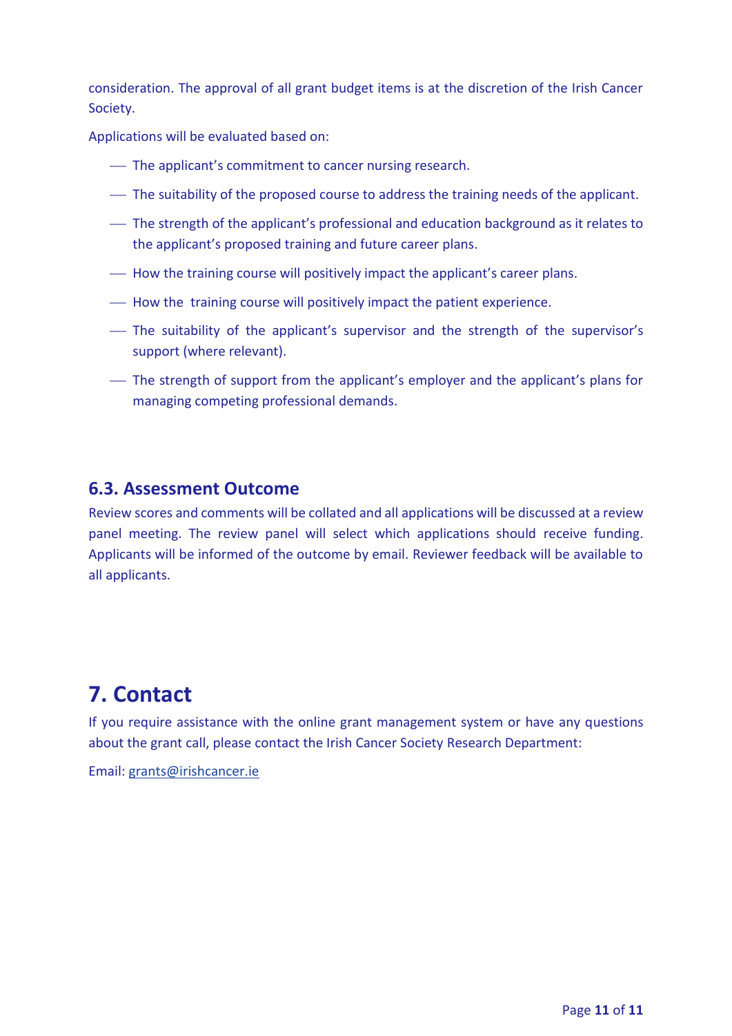consideration. The approval of all grant budget items is at the discretion of the Irish Cancer Society.

Applications will be evaluated based on:

- The applicant's commitment to cancer nursing research.
- The suitability of the proposed course to address the training needs of the applicant.
- The strength of the applicant's professional and education background as it relates to the applicant's proposed training and future career plans.
- How the training course will positively impact the applicant's career plans.
- How the training course will positively impact the patient experience.
- The suitability of the applicant's supervisor and the strength of the supervisor's support (where relevant).
- The strength of support from the applicant's employer and the applicant's plans for managing competing professional demands.

## 6.3. Assessment Outcome

Review scores and comments will be collated and all applications will be discussed at a review panel meeting. The review panel will select which applications should receive funding. Applicants will be informed of the outcome by email. Reviewer feedback will be available to all applicants.

# 7. Contact

If you require assistance with the online grant management system or have any questions about the grant call, please contact the Irish Cancer Society Research Department:

Email: grants@irishcancer.ie